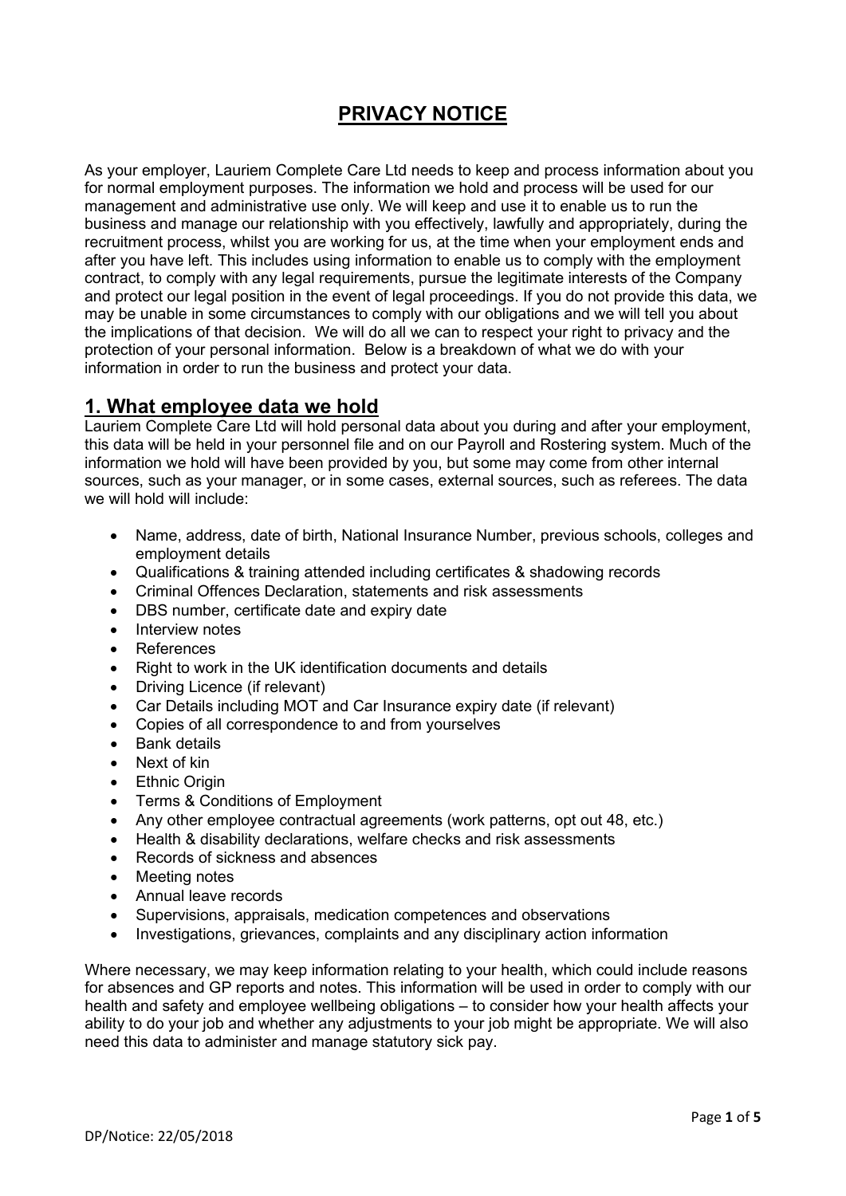# PRIVACY NOTICE

As your employer, Lauriem Complete Care Ltd needs to keep and process information about you for normal employment purposes. The information we hold and process will be used for our management and administrative use only. We will keep and use it to enable us to run the business and manage our relationship with you effectively, lawfully and appropriately, during the recruitment process, whilst you are working for us, at the time when your employment ends and after you have left. This includes using information to enable us to comply with the employment contract, to comply with any legal requirements, pursue the legitimate interests of the Company and protect our legal position in the event of legal proceedings. If you do not provide this data, we may be unable in some circumstances to comply with our obligations and we will tell you about the implications of that decision. We will do all we can to respect your right to privacy and the protection of your personal information. Below is a breakdown of what we do with your information in order to run the business and protect your data.

## 1. What employee data we hold

Lauriem Complete Care Ltd will hold personal data about you during and after your employment, this data will be held in your personnel file and on our Payroll and Rostering system. Much of the information we hold will have been provided by you, but some may come from other internal sources, such as your manager, or in some cases, external sources, such as referees. The data we will hold will include:

- Name, address, date of birth, National Insurance Number, previous schools, colleges and employment details
- Qualifications & training attended including certificates & shadowing records
- Criminal Offences Declaration, statements and risk assessments
- DBS number, certificate date and expiry date
- Interview notes
- References
- Right to work in the UK identification documents and details
- Driving Licence (if relevant)
- Car Details including MOT and Car Insurance expiry date (if relevant)
- Copies of all correspondence to and from yourselves
- Bank details
- Next of kin
- Ethnic Origin
- Terms & Conditions of Employment
- Any other employee contractual agreements (work patterns, opt out 48, etc.)
- Health & disability declarations, welfare checks and risk assessments
- Records of sickness and absences
- Meeting notes
- Annual leave records
- Supervisions, appraisals, medication competences and observations
- Investigations, grievances, complaints and any disciplinary action information

Where necessary, we may keep information relating to your health, which could include reasons for absences and GP reports and notes. This information will be used in order to comply with our health and safety and employee wellbeing obligations – to consider how your health affects your ability to do your job and whether any adjustments to your job might be appropriate. We will also need this data to administer and manage statutory sick pay.

DP/Notice: 22/05/2018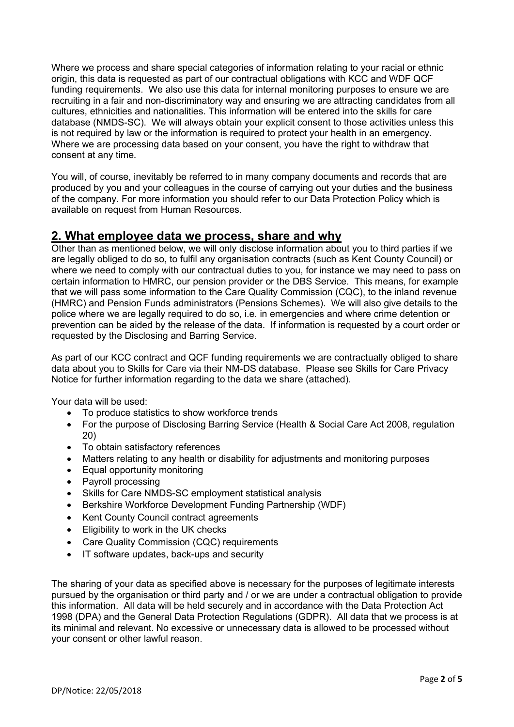Where we process and share special categories of information relating to your racial or ethnic origin, this data is requested as part of our contractual obligations with KCC and WDF QCF funding requirements. We also use this data for internal monitoring purposes to ensure we are recruiting in a fair and non-discriminatory way and ensuring we are attracting candidates from all cultures, ethnicities and nationalities. This information will be entered into the skills for care database (NMDS-SC). We will always obtain your explicit consent to those activities unless this is not required by law or the information is required to protect your health in an emergency. Where we are processing data based on your consent, you have the right to withdraw that consent at any time.

You will, of course, inevitably be referred to in many company documents and records that are produced by you and your colleagues in the course of carrying out your duties and the business of the company. For more information you should refer to our Data Protection Policy which is available on request from Human Resources.

## 2. What employee data we process, share and why

Other than as mentioned below, we will only disclose information about you to third parties if we are legally obliged to do so, to fulfil any organisation contracts (such as Kent County Council) or where we need to comply with our contractual duties to you, for instance we may need to pass on certain information to HMRC, our pension provider or the DBS Service. This means, for example that we will pass some information to the Care Quality Commission (CQC), to the inland revenue (HMRC) and Pension Funds administrators (Pensions Schemes). We will also give details to the police where we are legally required to do so, i.e. in emergencies and where crime detention or prevention can be aided by the release of the data. If information is requested by a court order or requested by the Disclosing and Barring Service.

As part of our KCC contract and QCF funding requirements we are contractually obliged to share data about you to Skills for Care via their NM-DS database. Please see Skills for Care Privacy Notice for further information regarding to the data we share (attached).

Your data will be used:

- To produce statistics to show workforce trends
- For the purpose of Disclosing Barring Service (Health & Social Care Act 2008, regulation 20)
- To obtain satisfactory references
- Matters relating to any health or disability for adjustments and monitoring purposes
- Equal opportunity monitoring
- Payroll processing
- Skills for Care NMDS-SC employment statistical analysis
- Berkshire Workforce Development Funding Partnership (WDF)
- Kent County Council contract agreements
- Eligibility to work in the UK checks
- Care Quality Commission (CQC) requirements
- IT software updates, back-ups and security

The sharing of your data as specified above is necessary for the purposes of legitimate interests pursued by the organisation or third party and / or we are under a contractual obligation to provide this information. All data will be held securely and in accordance with the Data Protection Act 1998 (DPA) and the General Data Protection Regulations (GDPR). All data that we process is at its minimal and relevant. No excessive or unnecessary data is allowed to be processed without your consent or other lawful reason.

DP/Notice: 22/05/2018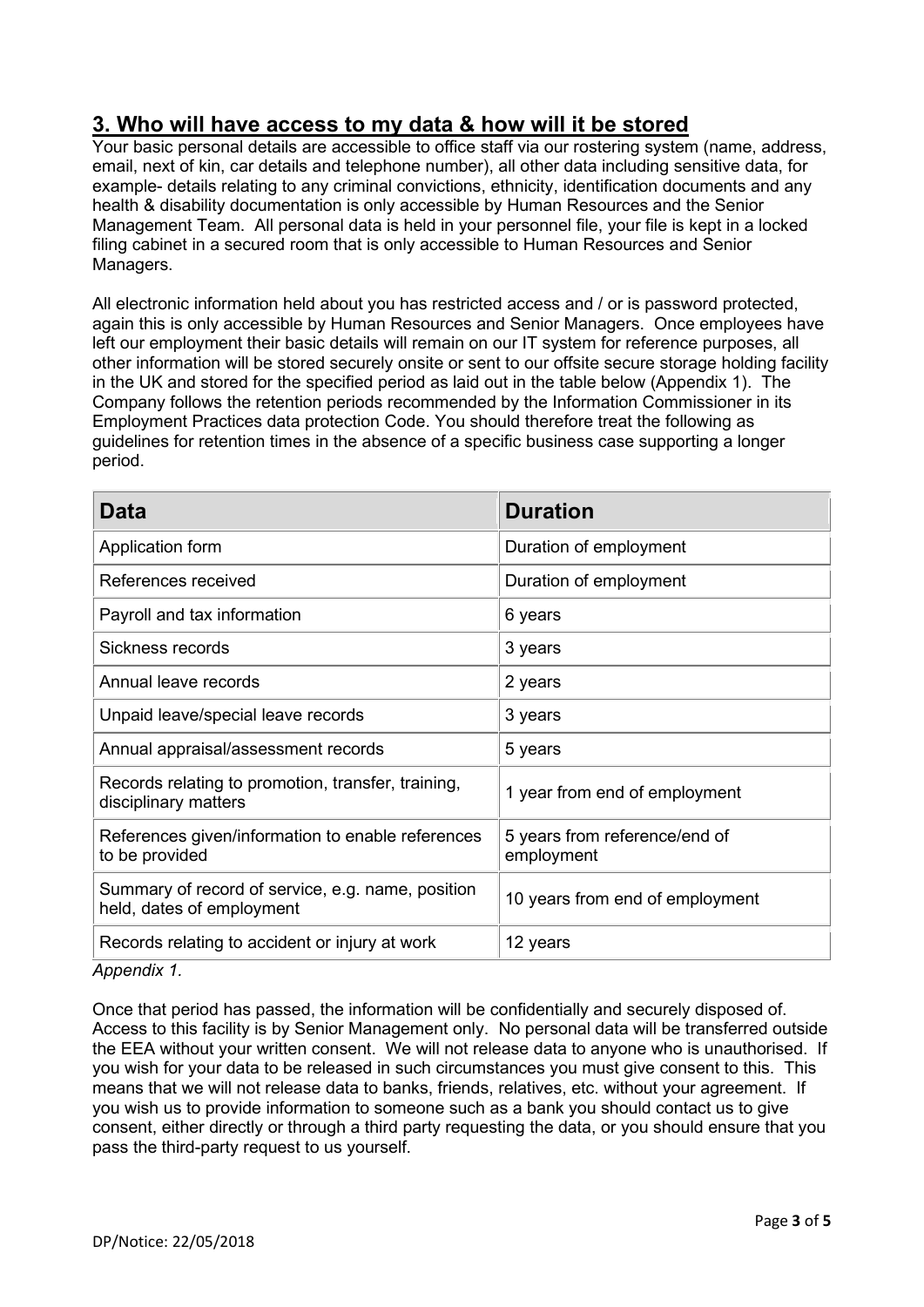## 3. Who will have access to my data & how will it be stored

Your basic personal details are accessible to office staff via our rostering system (name, address, email, next of kin, car details and telephone number), all other data including sensitive data, for example- details relating to any criminal convictions, ethnicity, identification documents and any health & disability documentation is only accessible by Human Resources and the Senior Management Team. All personal data is held in your personnel file, your file is kept in a locked filing cabinet in a secured room that is only accessible to Human Resources and Senior Managers.

All electronic information held about you has restricted access and / or is password protected, again this is only accessible by Human Resources and Senior Managers. Once employees have left our employment their basic details will remain on our IT system for reference purposes, all other information will be stored securely onsite or sent to our offsite secure storage holding facility in the UK and stored for the specified period as laid out in the table below (Appendix 1). The Company follows the retention periods recommended by the Information Commissioner in its Employment Practices data protection Code. You should therefore treat the following as guidelines for retention times in the absence of a specific business case supporting a longer period.

| Data | Duration |
|---|---|
| Application form | Duration of employment |
| References received | Duration of employment |
| Payroll and tax information | 6 years |
| Sickness records | 3 years |
| Annual leave records | 2 years |
| Unpaid leave/special leave records | 3 years |
| Annual appraisal/assessment records | 5 years |
| Records relating to promotion, transfer, training, disciplinary matters | 1 year from end of employment |
| References given/information to enable references to be provided | 5 years from reference/end of employment |
| Summary of record of service, e.g. name, position held, dates of employment | 10 years from end of employment |
| Records relating to accident or injury at work | 12 years |

*Appendix 1.*

Once that period has passed, the information will be confidentially and securely disposed of. Access to this facility is by Senior Management only. No personal data will be transferred outside the EEA without your written consent. We will not release data to anyone who is unauthorised. If you wish for your data to be released in such circumstances you must give consent to this. This means that we will not release data to banks, friends, relatives, etc. without your agreement. If you wish us to provide information to someone such as a bank you should contact us to give consent, either directly or through a third party requesting the data, or you should ensure that you pass the third-party request to us yourself.

DP/Notice: 22/05/2018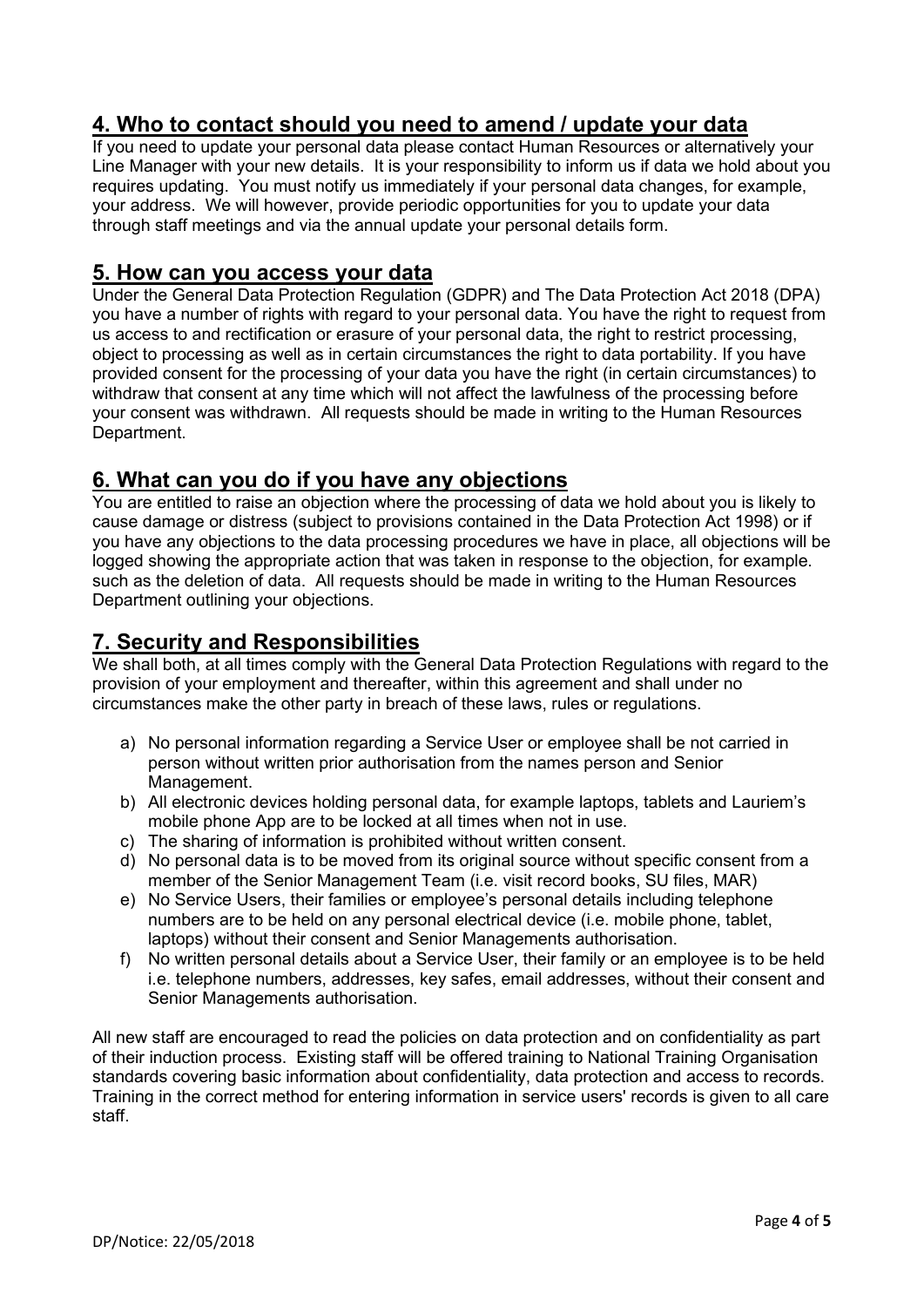## 4. Who to contact should you need to amend / update your data

If you need to update your personal data please contact Human Resources or alternatively your Line Manager with your new details. It is your responsibility to inform us if data we hold about you requires updating. You must notify us immediately if your personal data changes, for example, your address. We will however, provide periodic opportunities for you to update your data through staff meetings and via the annual update your personal details form.

## 5. How can you access your data

Under the General Data Protection Regulation (GDPR) and The Data Protection Act 2018 (DPA) you have a number of rights with regard to your personal data. You have the right to request from us access to and rectification or erasure of your personal data, the right to restrict processing, object to processing as well as in certain circumstances the right to data portability. If you have provided consent for the processing of your data you have the right (in certain circumstances) to withdraw that consent at any time which will not affect the lawfulness of the processing before your consent was withdrawn. All requests should be made in writing to the Human Resources Department.

## 6. What can you do if you have any objections

You are entitled to raise an objection where the processing of data we hold about you is likely to cause damage or distress (subject to provisions contained in the Data Protection Act 1998) or if you have any objections to the data processing procedures we have in place, all objections will be logged showing the appropriate action that was taken in response to the objection, for example. such as the deletion of data. All requests should be made in writing to the Human Resources Department outlining your objections.

## 7. Security and Responsibilities

We shall both, at all times comply with the General Data Protection Regulations with regard to the provision of your employment and thereafter, within this agreement and shall under no circumstances make the other party in breach of these laws, rules or regulations.

a) No personal information regarding a Service User or employee shall be not carried in person without written prior authorisation from the names person and Senior Management.
b) All electronic devices holding personal data, for example laptops, tablets and Lauriem's mobile phone App are to be locked at all times when not in use.
c) The sharing of information is prohibited without written consent.
d) No personal data is to be moved from its original source without specific consent from a member of the Senior Management Team (i.e. visit record books, SU files, MAR)
e) No Service Users, their families or employee's personal details including telephone numbers are to be held on any personal electrical device (i.e. mobile phone, tablet, laptops) without their consent and Senior Managements authorisation.
f) No written personal details about a Service User, their family or an employee is to be held i.e. telephone numbers, addresses, key safes, email addresses, without their consent and Senior Managements authorisation.

All new staff are encouraged to read the policies on data protection and on confidentiality as part of their induction process. Existing staff will be offered training to National Training Organisation standards covering basic information about confidentiality, data protection and access to records. Training in the correct method for entering information in service users' records is given to all care staff.

DP/Notice: 22/05/2018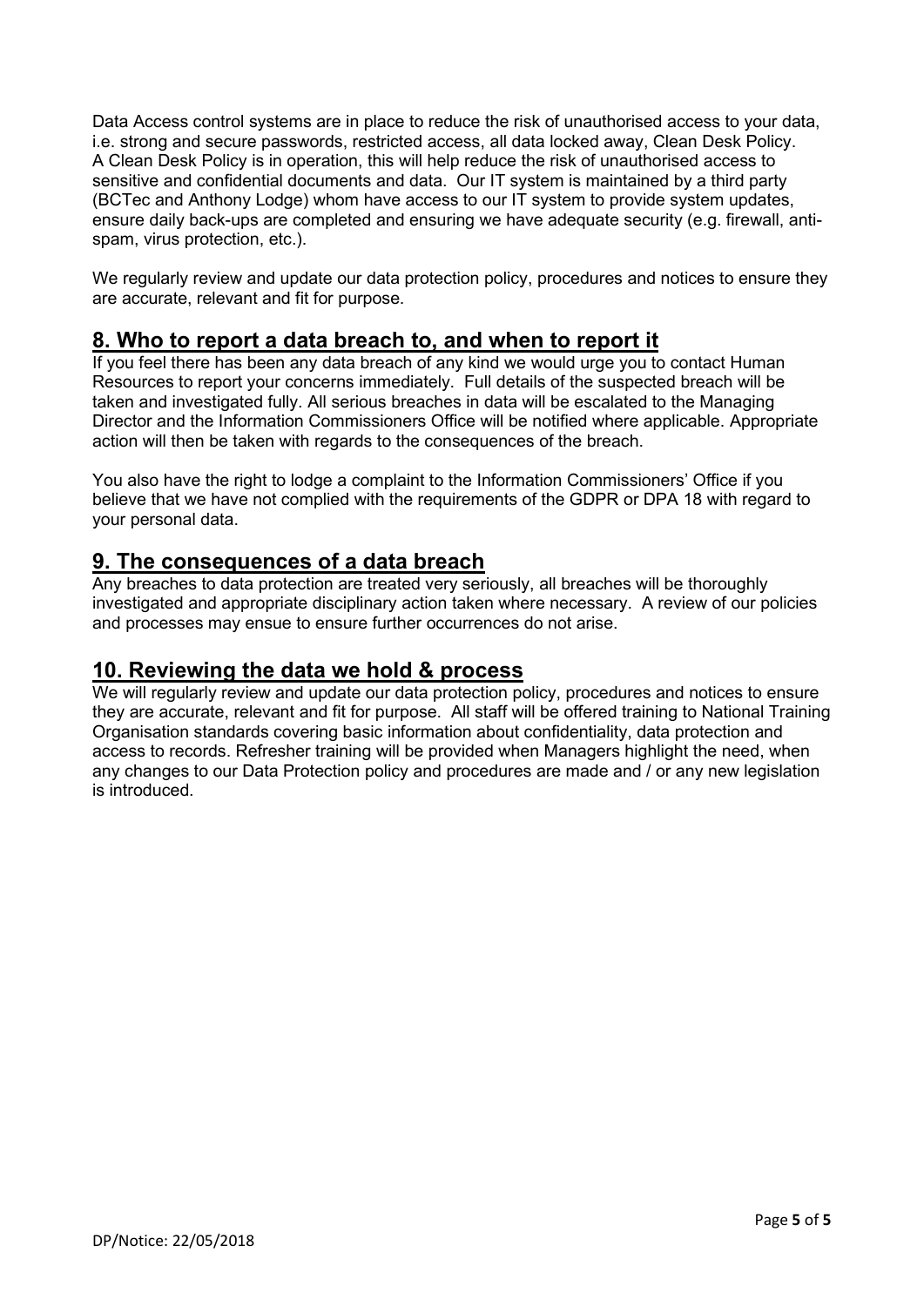Data Access control systems are in place to reduce the risk of unauthorised access to your data, i.e. strong and secure passwords, restricted access, all data locked away, Clean Desk Policy. A Clean Desk Policy is in operation, this will help reduce the risk of unauthorised access to sensitive and confidential documents and data. Our IT system is maintained by a third party (BCTec and Anthony Lodge) whom have access to our IT system to provide system updates, ensure daily back-ups are completed and ensuring we have adequate security (e.g. firewall, anti-spam, virus protection, etc.).

We regularly review and update our data protection policy, procedures and notices to ensure they are accurate, relevant and fit for purpose.

## 8. Who to report a data breach to, and when to report it

If you feel there has been any data breach of any kind we would urge you to contact Human Resources to report your concerns immediately. Full details of the suspected breach will be taken and investigated fully. All serious breaches in data will be escalated to the Managing Director and the Information Commissioners Office will be notified where applicable. Appropriate action will then be taken with regards to the consequences of the breach.

You also have the right to lodge a complaint to the Information Commissioners' Office if you believe that we have not complied with the requirements of the GDPR or DPA 18 with regard to your personal data.

## 9. The consequences of a data breach

Any breaches to data protection are treated very seriously, all breaches will be thoroughly investigated and appropriate disciplinary action taken where necessary. A review of our policies and processes may ensue to ensure further occurrences do not arise.

## 10. Reviewing the data we hold & process

We will regularly review and update our data protection policy, procedures and notices to ensure they are accurate, relevant and fit for purpose. All staff will be offered training to National Training Organisation standards covering basic information about confidentiality, data protection and access to records. Refresher training will be provided when Managers highlight the need, when any changes to our Data Protection policy and procedures are made and / or any new legislation is introduced.

DP/Notice: 22/05/2018